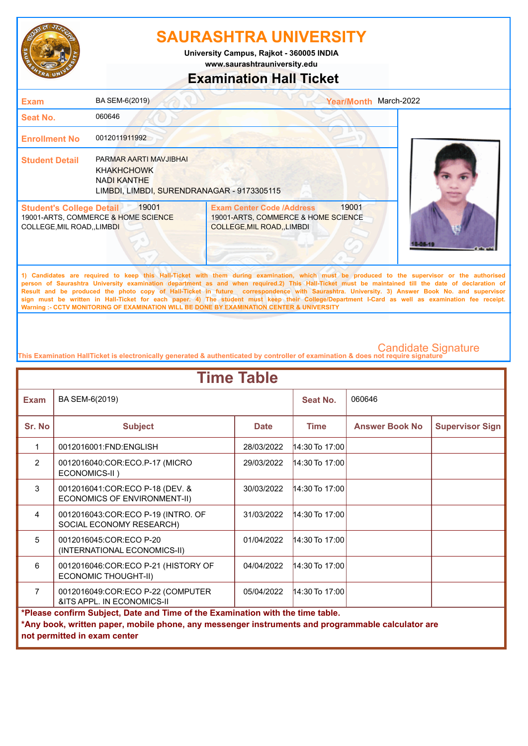# SAURASHTRA UNIVERSITY

University Campus, Rajkot - 360005 INDIA

www.saurashtrauniversity.edu

## Examination Hall Ticket

| | | | |
|---|---|---|---|
| **Exam** | BA SEM-6(2019) | **Year/Month** | March-2022 |
| **Seat No.** | 060646 | | |
| **Enrollment No** | 0012011911992 | | |
| **Student Detail** | PARMAR AARTI MAVJIBHAI<br>KHAKHCHOWK<br>NADI KANTHE<br>LIMBDI, LIMBDI, SURENDRANAGAR - 9173305115 | | |

**Student's College Detail** 19001
19001-ARTS, COMMERCE & HOME SCIENCE COLLEGE,MIL ROAD,,LIMBDI

**Exam Center Code /Address** 19001
19001-ARTS, COMMERCE & HOME SCIENCE COLLEGE,MIL ROAD,,LIMBDI

1) Candidates are required to keep this Hall-Ticket with them during examination, which must be produced to the supervisor or the authorised person of Saurashtra University examination department as and when required.2) This Hall-Ticket must be maintained till the date of declaration of Result and be produced the photo copy of Hall-Ticket in future correspondence with Saurashtra. University. 3) Answer Book No. and supervisor sign must be written in Hall-Ticket for each paper. 4) The student must keep their College/Department I-Card as well as examination fee receipt. **Warning :- CCTV MONITORING OF EXAMINATION WILL BE DONE BY EXAMINATION CENTER & UNIVERSITY**

Candidate Signature

This Examination HallTicket is electronically generated & authenticated by controller of examination & does not require signature

## Time Table

**Exam:** BA SEM-6(2019) | **Seat No.:** 060646

| Sr. No | Subject | Date | Time | Answer Book No | Supervisor Sign |
|---|---|---|---|---|---|
| 1 | 0012016001:FND:ENGLISH | 28/03/2022 | 14:30 To 17:00 | | |
| 2 | 0012016040:COR:ECO.P-17 (MICRO ECONOMICS-II ) | 29/03/2022 | 14:30 To 17:00 | | |
| 3 | 0012016041:COR:ECO P-18 (DEV. & ECONOMICS OF ENVIRONMENT-II) | 30/03/2022 | 14:30 To 17:00 | | |
| 4 | 0012016043:COR:ECO P-19 (INTRO. OF SOCIAL ECONOMY RESEARCH) | 31/03/2022 | 14:30 To 17:00 | | |
| 5 | 0012016045:COR:ECO P-20 (INTERNATIONAL ECONOMICS-II) | 01/04/2022 | 14:30 To 17:00 | | |
| 6 | 0012016046:COR:ECO P-21 (HISTORY OF ECONOMIC THOUGHT-II) | 04/04/2022 | 14:30 To 17:00 | | |
| 7 | 0012016049:COR:ECO P-22 (COMPUTER &ITS APPL. IN ECONOMICS-II | 05/04/2022 | 14:30 To 17:00 | | |

**\*Please confirm Subject, Date and Time of the Examination with the time table.**

**\*Any book, written paper, mobile phone, any messenger instruments and programmable calculator are not permitted in exam center**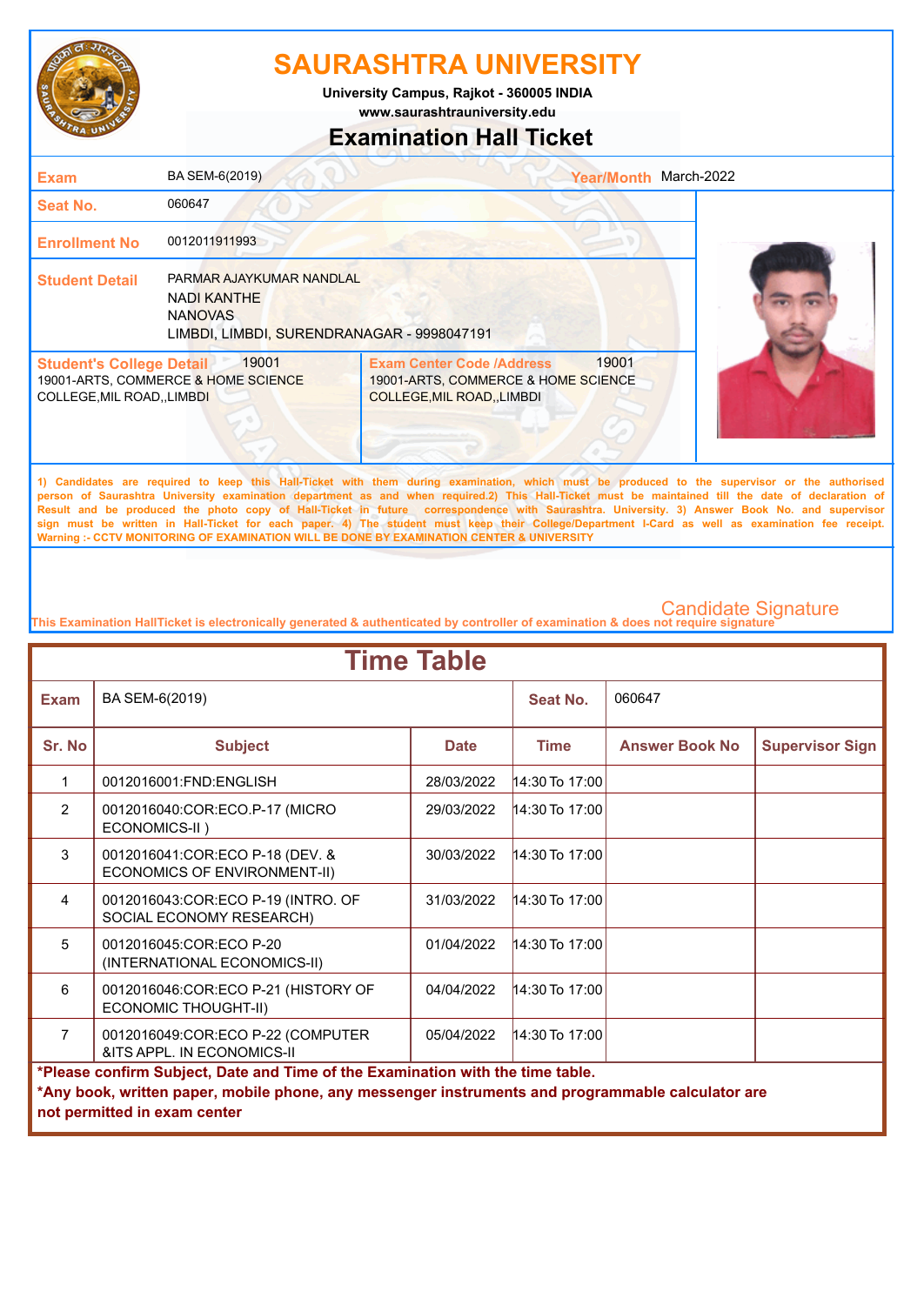# SAURASHTRA UNIVERSITY

University Campus, Rajkot - 360005 INDIA

www.saurashtrauniversity.edu

## Examination Hall Ticket

| | | | |
|---|---|---|---|
| **Exam** | BA SEM-6(2019) | **Year/Month** | March-2022 |
| **Seat No.** | 060647 | | |
| **Enrollment No** | 0012011911993 | | |
| **Student Detail** | PARMAR AJAYKUMAR NANDLAL<br>NADI KANTHE<br>NANOVAS<br>LIMBDI, LIMBDI, SURENDRANAGAR - 9998047191 | | |

| **Student's College Detail** 19001 | **Exam Center Code /Address** 19001 |
|---|---|
| 19001-ARTS, COMMERCE & HOME SCIENCE COLLEGE,MIL ROAD,,LIMBDI | 19001-ARTS, COMMERCE & HOME SCIENCE COLLEGE,MIL ROAD,,LIMBDI |

1) Candidates are required to keep this Hall-Ticket with them during examination, which must be produced to the supervisor or the authorised person of Saurashtra University examination department as and when required.2) This Hall-Ticket must be maintained till the date of declaration of Result and be produced the photo copy of Hall-Ticket in future correspondence with Saurashtra. University. 3) Answer Book No. and supervisor sign must be written in Hall-Ticket for each paper. 4) The student must keep their College/Department I-Card as well as examination fee receipt.
**Warning :- CCTV MONITORING OF EXAMINATION WILL BE DONE BY EXAMINATION CENTER & UNIVERSITY**

Candidate Signature

This Examination HallTicket is electronically generated & authenticated by controller of examination & does not require signature

## Time Table

| **Exam** | BA SEM-6(2019) | | **Seat No.** | 060647 | |
|---|---|---|---|---|---|
| **Sr. No** | **Subject** | **Date** | **Time** | **Answer Book No** | **Supervisor Sign** |
| 1 | 0012016001:FND:ENGLISH | 28/03/2022 | 14:30 To 17:00 | | |
| 2 | 0012016040:COR:ECO.P-17 (MICRO ECONOMICS-II ) | 29/03/2022 | 14:30 To 17:00 | | |
| 3 | 0012016041:COR:ECO P-18 (DEV. & ECONOMICS OF ENVIRONMENT-II) | 30/03/2022 | 14:30 To 17:00 | | |
| 4 | 0012016043:COR:ECO P-19 (INTRO. OF SOCIAL ECONOMY RESEARCH) | 31/03/2022 | 14:30 To 17:00 | | |
| 5 | 0012016045:COR:ECO P-20 (INTERNATIONAL ECONOMICS-II) | 01/04/2022 | 14:30 To 17:00 | | |
| 6 | 0012016046:COR:ECO P-21 (HISTORY OF ECONOMIC THOUGHT-II) | 04/04/2022 | 14:30 To 17:00 | | |
| 7 | 0012016049:COR:ECO P-22 (COMPUTER &ITS APPL. IN ECONOMICS-II | 05/04/2022 | 14:30 To 17:00 | | |

**\*Please confirm Subject, Date and Time of the Examination with the time table.**
**\*Any book, written paper, mobile phone, any messenger instruments and programmable calculator are not permitted in exam center**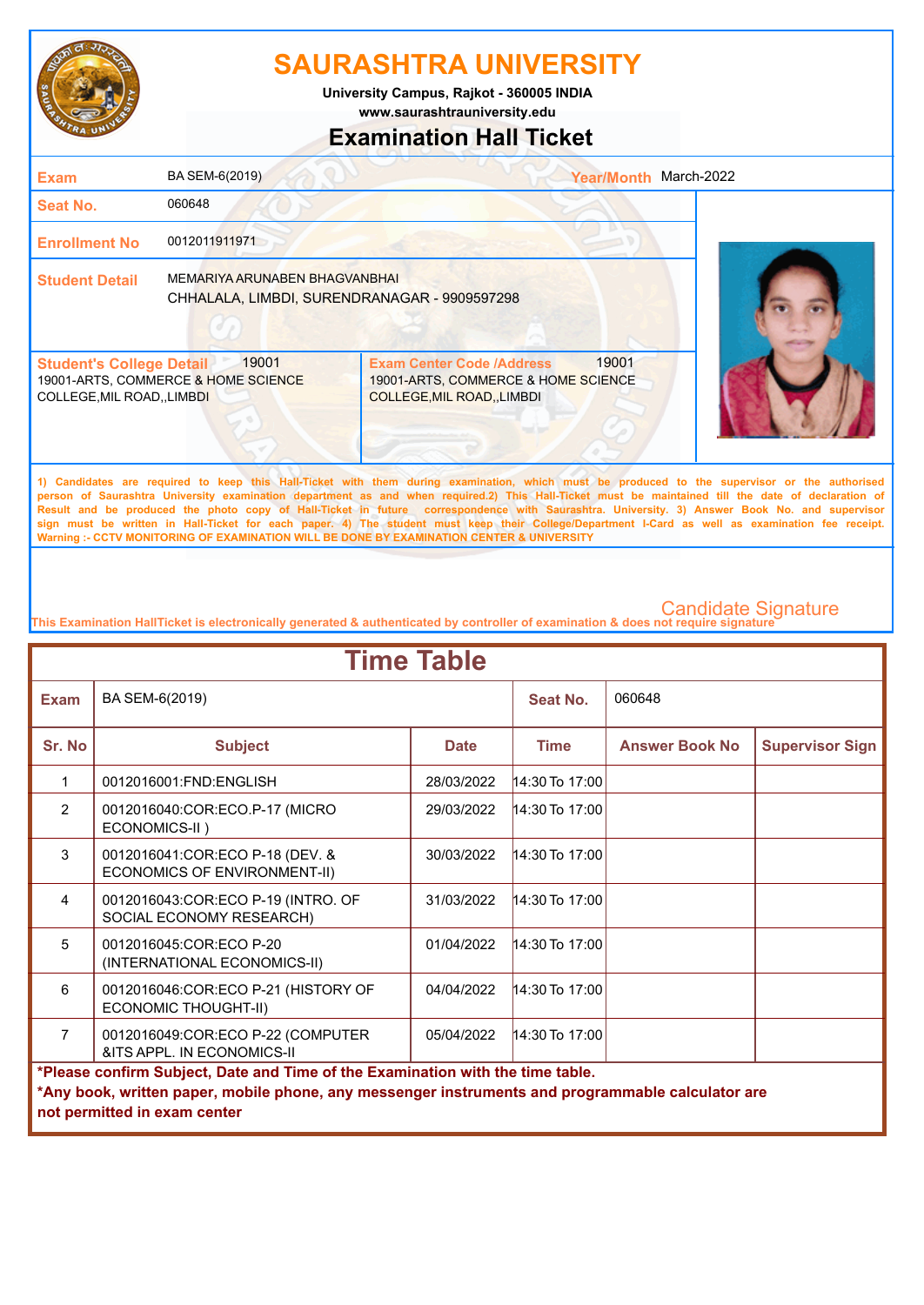# SAURASHTRA UNIVERSITY

University Campus, Rajkot - 360005 INDIA

www.saurashtrauniversity.edu

## Examination Hall Ticket

| | | | |
|---|---|---|---|
| **Exam** | BA SEM-6(2019) | **Year/Month** | March-2022 |
| **Seat No.** | 060648 | | |
| **Enrollment No** | 0012011911971 | | |
| **Student Detail** | MEMARIYA ARUNABEN BHAGVANBHAI<br>CHHALALA, LIMBDI, SURENDRANAGAR - 9909597298 | | |

| **Student's College Detail** 19001 | **Exam Center Code /Address** 19001 |
|---|---|
| 19001-ARTS, COMMERCE & HOME SCIENCE COLLEGE,MIL ROAD,,LIMBDI | 19001-ARTS, COMMERCE & HOME SCIENCE COLLEGE,MIL ROAD,,LIMBDI |

1) Candidates are required to keep this Hall-Ticket with them during examination, which must be produced to the supervisor or the authorised person of Saurashtra University examination department as and when required.2) This Hall-Ticket must be maintained till the date of declaration of Result and be produced the photo copy of Hall-Ticket in future correspondence with Saurashtra. University. 3) Answer Book No. and supervisor sign must be written in Hall-Ticket for each paper. 4) The student must keep their College/Department I-Card as well as examination fee receipt.
Warning :- CCTV MONITORING OF EXAMINATION WILL BE DONE BY EXAMINATION CENTER & UNIVERSITY

Candidate Signature

This Examination HallTicket is electronically generated & authenticated by controller of examination & does not require signature

## Time Table

**Exam:** BA SEM-6(2019) **Seat No.:** 060648

| Sr. No | Subject | Date | Time | Answer Book No | Supervisor Sign |
|---|---|---|---|---|---|
| 1 | 0012016001:FND:ENGLISH | 28/03/2022 | 14:30 To 17:00 | | |
| 2 | 0012016040:COR:ECO.P-17 (MICRO ECONOMICS-II ) | 29/03/2022 | 14:30 To 17:00 | | |
| 3 | 0012016041:COR:ECO P-18 (DEV. & ECONOMICS OF ENVIRONMENT-II) | 30/03/2022 | 14:30 To 17:00 | | |
| 4 | 0012016043:COR:ECO P-19 (INTRO. OF SOCIAL ECONOMY RESEARCH) | 31/03/2022 | 14:30 To 17:00 | | |
| 5 | 0012016045:COR:ECO P-20 (INTERNATIONAL ECONOMICS-II) | 01/04/2022 | 14:30 To 17:00 | | |
| 6 | 0012016046:COR:ECO P-21 (HISTORY OF ECONOMIC THOUGHT-II) | 04/04/2022 | 14:30 To 17:00 | | |
| 7 | 0012016049:COR:ECO P-22 (COMPUTER &ITS APPL. IN ECONOMICS-II | 05/04/2022 | 14:30 To 17:00 | | |

**\*Please confirm Subject, Date and Time of the Examination with the time table.**

**\*Any book, written paper, mobile phone, any messenger instruments and programmable calculator are not permitted in exam center**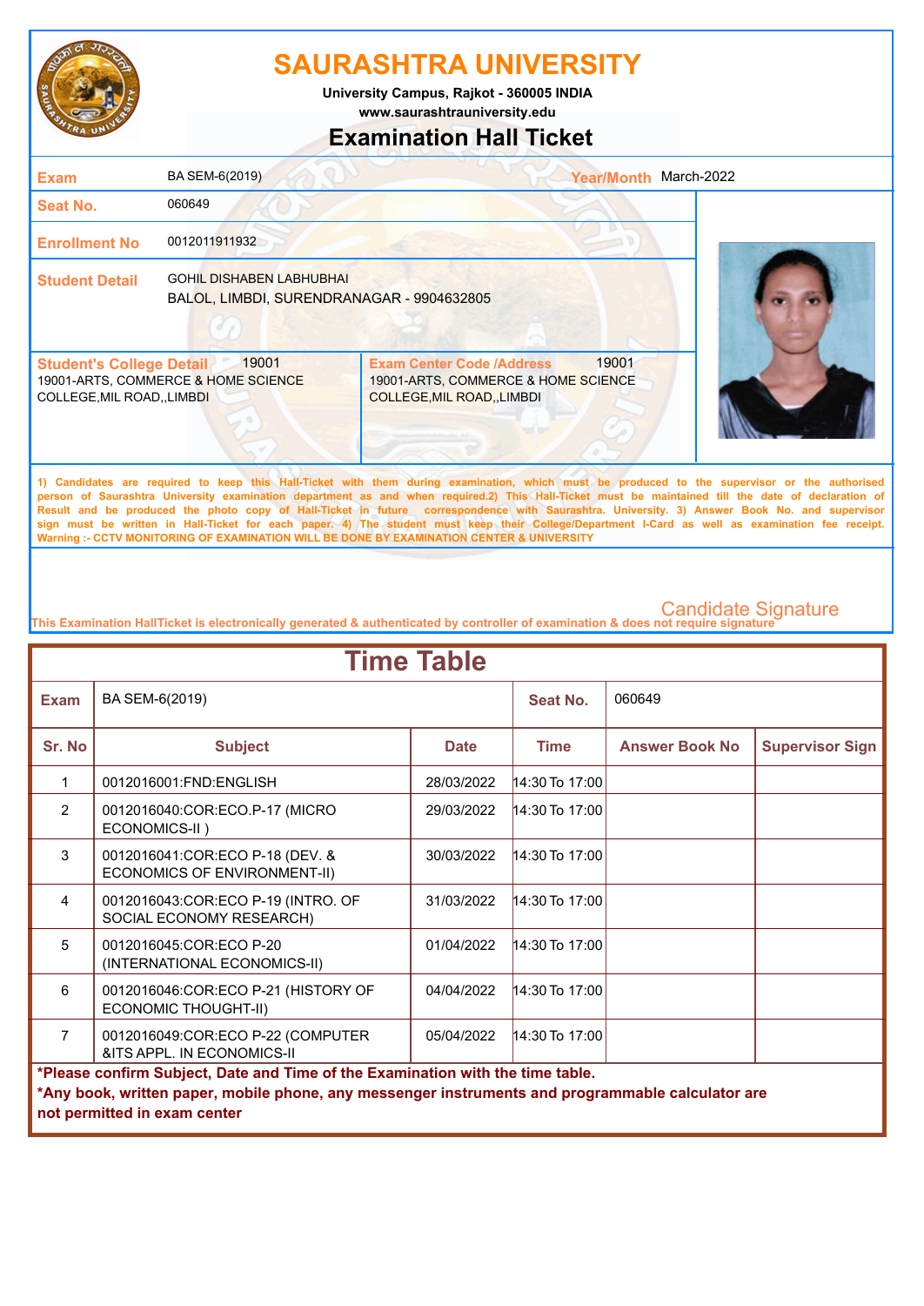# SAURASHTRA UNIVERSITY

University Campus, Rajkot - 360005 INDIA
www.saurashtrauniversity.edu

## Examination Hall Ticket

| | | | |
|---|---|---|---|
| **Exam** | BA SEM-6(2019) | **Year/Month** | March-2022 |
| **Seat No.** | 060649 | | |
| **Enrollment No** | 0012011911932 | | |
| **Student Detail** | GOHIL DISHABEN LABHUBHAI<br>BALOL, LIMBDI, SURENDRANAGAR - 9904632805 | | |

| **Student's College Detail** 19001 | **Exam Center Code /Address** 19001 |
|---|---|
| 19001-ARTS, COMMERCE & HOME SCIENCE COLLEGE,MIL ROAD,,LIMBDI | 19001-ARTS, COMMERCE & HOME SCIENCE COLLEGE,MIL ROAD,,LIMBDI |

1) Candidates are required to keep this Hall-Ticket with them during examination, which must be produced to the supervisor or the authorised person of Saurashtra University examination department as and when required.2) This Hall-Ticket must be maintained till the date of declaration of Result and be produced the photo copy of Hall-Ticket in future correspondence with Saurashtra. University. 3) Answer Book No. and supervisor sign must be written in Hall-Ticket for each paper. 4) The student must keep their College/Department I-Card as well as examination fee receipt.
Warning :- CCTV MONITORING OF EXAMINATION WILL BE DONE BY EXAMINATION CENTER & UNIVERSITY

Candidate Signature

This Examination HallTicket is electronically generated & authenticated by controller of examination & does not require signature

## Time Table

| **Exam** | BA SEM-6(2019) | | **Seat No.** | 060649 | |
|---|---|---|---|---|---|
| **Sr. No** | **Subject** | **Date** | **Time** | **Answer Book No** | **Supervisor Sign** |
| 1 | 0012016001:FND:ENGLISH | 28/03/2022 | 14:30 To 17:00 | | |
| 2 | 0012016040:COR:ECO.P-17 (MICRO ECONOMICS-II ) | 29/03/2022 | 14:30 To 17:00 | | |
| 3 | 0012016041:COR:ECO P-18 (DEV. & ECONOMICS OF ENVIRONMENT-II) | 30/03/2022 | 14:30 To 17:00 | | |
| 4 | 0012016043:COR:ECO P-19 (INTRO. OF SOCIAL ECONOMY RESEARCH) | 31/03/2022 | 14:30 To 17:00 | | |
| 5 | 0012016045:COR:ECO P-20 (INTERNATIONAL ECONOMICS-II) | 01/04/2022 | 14:30 To 17:00 | | |
| 6 | 0012016046:COR:ECO P-21 (HISTORY OF ECONOMIC THOUGHT-II) | 04/04/2022 | 14:30 To 17:00 | | |
| 7 | 0012016049:COR:ECO P-22 (COMPUTER &ITS APPL. IN ECONOMICS-II | 05/04/2022 | 14:30 To 17:00 | | |

**\*Please confirm Subject, Date and Time of the Examination with the time table.**
**\*Any book, written paper, mobile phone, any messenger instruments and programmable calculator are not permitted in exam center**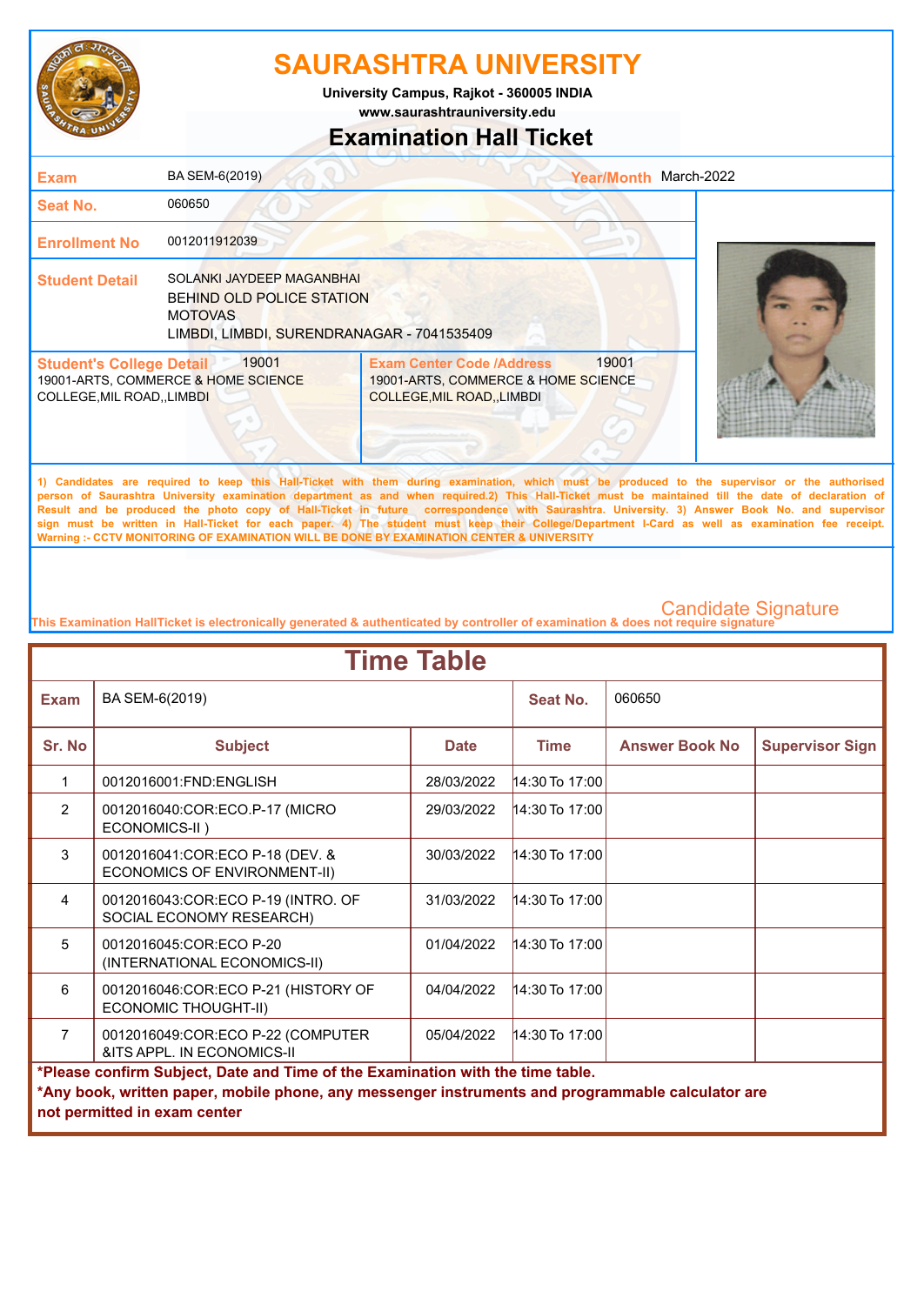# SAURASHTRA UNIVERSITY

**University Campus, Rajkot - 360005 INDIA**
**www.saurashtrauniversity.edu**

## Examination Hall Ticket

| | | | |
|---|---|---|---|
| **Exam** | BA SEM-6(2019) | **Year/Month** | March-2022 |
| **Seat No.** | 060650 | | |
| **Enrollment No** | 0012011912039 | | |
| **Student Detail** | SOLANKI JAYDEEP MAGANBHAI<br>BEHIND OLD POLICE STATION<br>MOTOVAS<br>LIMBDI, LIMBDI, SURENDRANAGAR - 7041535409 | | |

| **Student's College Detail** 19001 | **Exam Center Code /Address** 19001 |
|---|---|
| 19001-ARTS, COMMERCE & HOME SCIENCE COLLEGE,MIL ROAD,,LIMBDI | 19001-ARTS, COMMERCE & HOME SCIENCE COLLEGE,MIL ROAD,,LIMBDI |

1) Candidates are required to keep this Hall-Ticket with them during examination, which must be produced to the supervisor or the authorised person of Saurashtra University examination department as and when required.2) This Hall-Ticket must be maintained till the date of declaration of Result and be produced the photo copy of Hall-Ticket in future correspondence with Saurashtra. University. 3) Answer Book No. and supervisor sign must be written in Hall-Ticket for each paper. 4) The student must keep their College/Department I-Card as well as examination fee receipt.
Warning :- CCTV MONITORING OF EXAMINATION WILL BE DONE BY EXAMINATION CENTER & UNIVERSITY

Candidate Signature

This Examination HallTicket is electronically generated & authenticated by controller of examination & does not require signature

## Time Table

| **Exam** | BA SEM-6(2019) | | **Seat No.** | 060650 | |
|---|---|---|---|---|---|
| **Sr. No** | **Subject** | **Date** | **Time** | **Answer Book No** | **Supervisor Sign** |
| 1 | 0012016001:FND:ENGLISH | 28/03/2022 | 14:30 To 17:00 | | |
| 2 | 0012016040:COR:ECO.P-17 (MICRO ECONOMICS-II ) | 29/03/2022 | 14:30 To 17:00 | | |
| 3 | 0012016041:COR:ECO P-18 (DEV. & ECONOMICS OF ENVIRONMENT-II) | 30/03/2022 | 14:30 To 17:00 | | |
| 4 | 0012016043:COR:ECO P-19 (INTRO. OF SOCIAL ECONOMY RESEARCH) | 31/03/2022 | 14:30 To 17:00 | | |
| 5 | 0012016045:COR:ECO P-20 (INTERNATIONAL ECONOMICS-II) | 01/04/2022 | 14:30 To 17:00 | | |
| 6 | 0012016046:COR:ECO P-21 (HISTORY OF ECONOMIC THOUGHT-II) | 04/04/2022 | 14:30 To 17:00 | | |
| 7 | 0012016049:COR:ECO P-22 (COMPUTER &ITS APPL. IN ECONOMICS-II | 05/04/2022 | 14:30 To 17:00 | | |

**\*Please confirm Subject, Date and Time of the Examination with the time table.**
**\*Any book, written paper, mobile phone, any messenger instruments and programmable calculator are not permitted in exam center**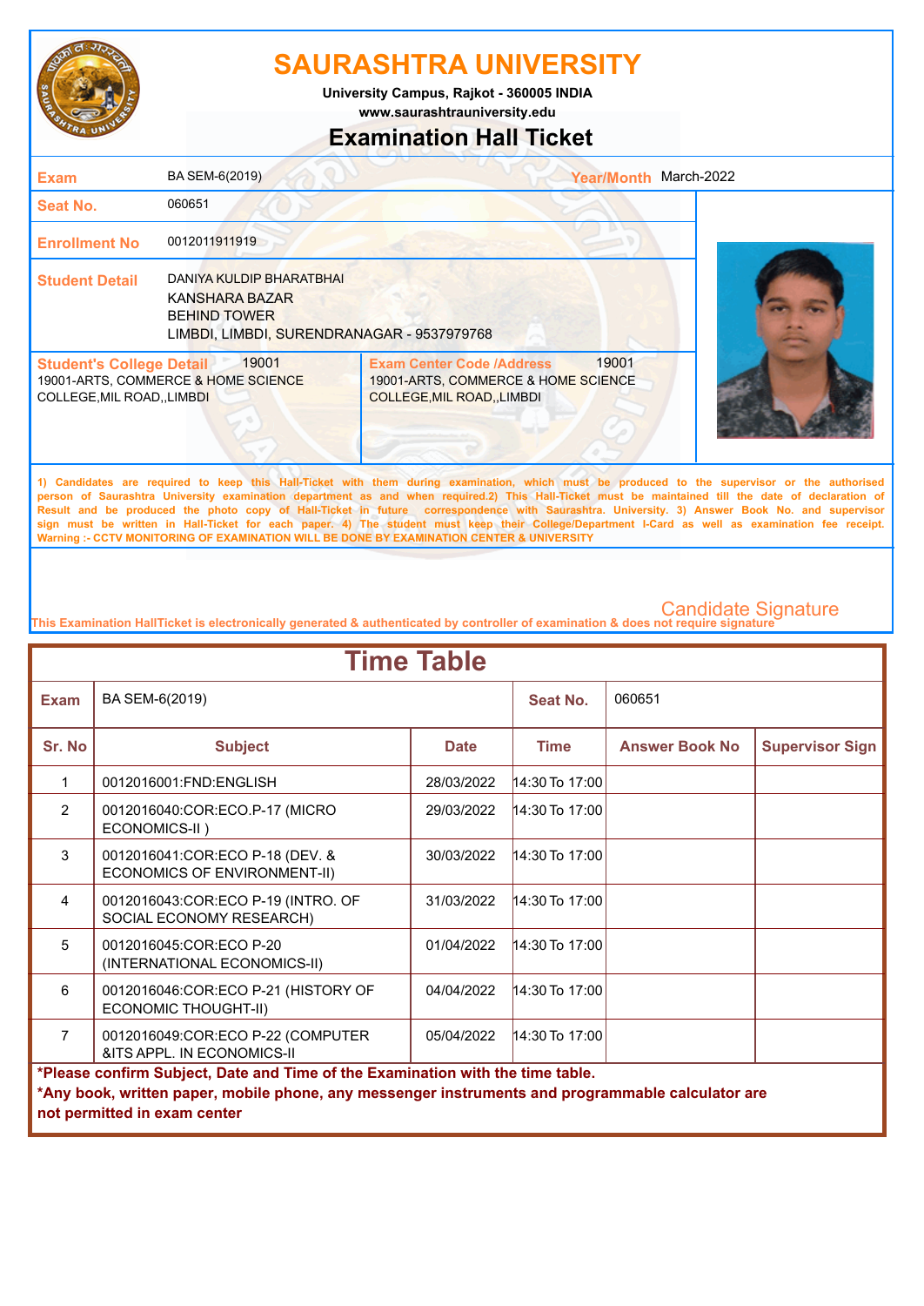# SAURASHTRA UNIVERSITY

University Campus, Rajkot - 360005 INDIA

www.saurashtrauniversity.edu

## Examination Hall Ticket

| | | | |
|---|---|---|---|
| **Exam** | BA SEM-6(2019) | **Year/Month** | March-2022 |
| **Seat No.** | 060651 | | |
| **Enrollment No** | 0012011911919 | | |
| **Student Detail** | DANIYA KULDIP BHARATBHAI<br>KANSHARA BAZAR<br>BEHIND TOWER<br>LIMBDI, LIMBDI, SURENDRANAGAR - 9537979768 | | |
| **Student's College Detail** 19001 | 19001-ARTS, COMMERCE & HOME SCIENCE COLLEGE,MIL ROAD,,LIMBDI | **Exam Center Code /Address** 19001 | 19001-ARTS, COMMERCE & HOME SCIENCE COLLEGE,MIL ROAD,,LIMBDI |

1) Candidates are required to keep this Hall-Ticket with them during examination, which must be produced to the supervisor or the authorised person of Saurashtra University examination department as and when required.2) This Hall-Ticket must be maintained till the date of declaration of Result and be produced the photo copy of Hall-Ticket in future correspondence with Saurashtra. University. 3) Answer Book No. and supervisor sign must be written in Hall-Ticket for each paper. 4) The student must keep their College/Department I-Card as well as examination fee receipt.
Warning :- CCTV MONITORING OF EXAMINATION WILL BE DONE BY EXAMINATION CENTER & UNIVERSITY

Candidate Signature

This Examination HallTicket is electronically generated & authenticated by controller of examination & does not require signature

## Time Table

**Exam:** BA SEM-6(2019) **Seat No.:** 060651

| Sr. No | Subject | Date | Time | Answer Book No | Supervisor Sign |
|---|---|---|---|---|---|
| 1 | 0012016001:FND:ENGLISH | 28/03/2022 | 14:30 To 17:00 | | |
| 2 | 0012016040:COR:ECO.P-17 (MICRO ECONOMICS-II ) | 29/03/2022 | 14:30 To 17:00 | | |
| 3 | 0012016041:COR:ECO P-18 (DEV. & ECONOMICS OF ENVIRONMENT-II) | 30/03/2022 | 14:30 To 17:00 | | |
| 4 | 0012016043:COR:ECO P-19 (INTRO. OF SOCIAL ECONOMY RESEARCH) | 31/03/2022 | 14:30 To 17:00 | | |
| 5 | 0012016045:COR:ECO P-20 (INTERNATIONAL ECONOMICS-II) | 01/04/2022 | 14:30 To 17:00 | | |
| 6 | 0012016046:COR:ECO P-21 (HISTORY OF ECONOMIC THOUGHT-II) | 04/04/2022 | 14:30 To 17:00 | | |
| 7 | 0012016049:COR:ECO P-22 (COMPUTER &ITS APPL. IN ECONOMICS-II | 05/04/2022 | 14:30 To 17:00 | | |

**\*Please confirm Subject, Date and Time of the Examination with the time table.**
**\*Any book, written paper, mobile phone, any messenger instruments and programmable calculator are not permitted in exam center**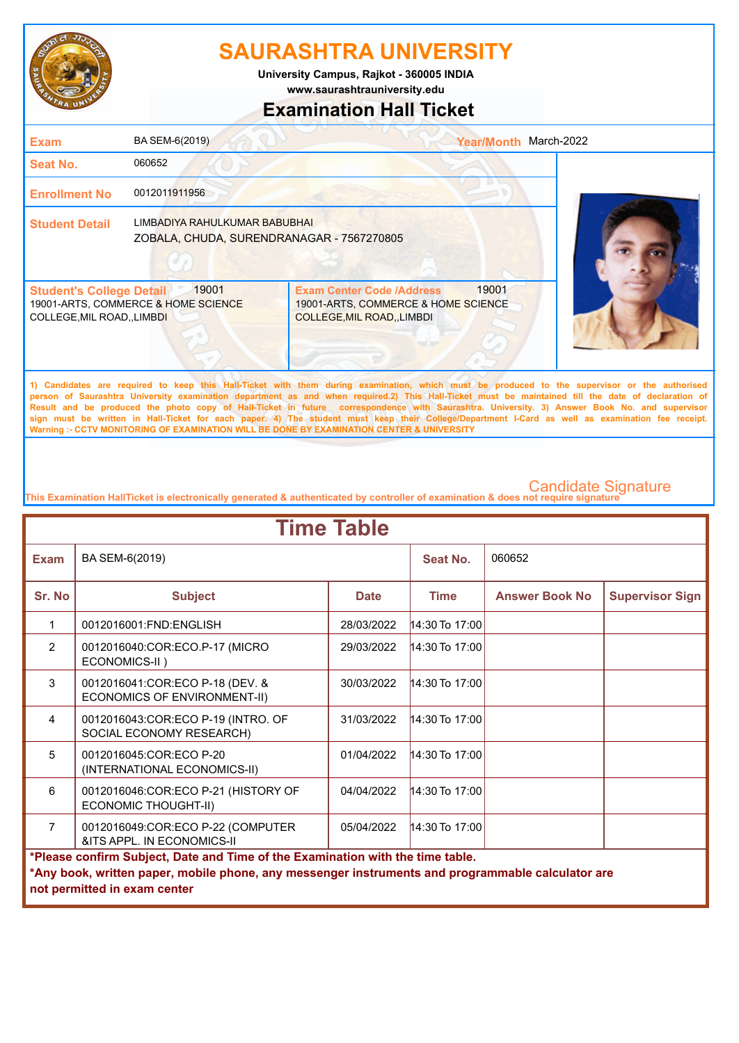# SAURASHTRA UNIVERSITY

University Campus, Rajkot - 360005 INDIA
www.saurashtrauniversity.edu

## Examination Hall Ticket

| | | | |
|---|---|---|---|
| **Exam** | BA SEM-6(2019) | **Year/Month** | March-2022 |
| **Seat No.** | 060652 | | |
| **Enrollment No** | 0012011911956 | | |
| **Student Detail** | LIMBADIYA RAHULKUMAR BABUBHAI<br>ZOBALA, CHUDA, SURENDRANAGAR - 7567270805 | | |

| **Student's College Detail** 19001 | **Exam Center Code /Address** 19001 |
|---|---|
| 19001-ARTS, COMMERCE & HOME SCIENCE COLLEGE,MIL ROAD,,LIMBDI | 19001-ARTS, COMMERCE & HOME SCIENCE COLLEGE,MIL ROAD,,LIMBDI |

1) Candidates are required to keep this Hall-Ticket with them during examination, which must be produced to the supervisor or the authorised person of Saurashtra University examination department as and when required.2) This Hall-Ticket must be maintained till the date of declaration of Result and be produced the photo copy of Hall-Ticket in future correspondence with Saurashtra. University. 3) Answer Book No. and supervisor sign must be written in Hall-Ticket for each paper. 4) The student must keep their College/Department I-Card as well as examination fee receipt.
**Warning :- CCTV MONITORING OF EXAMINATION WILL BE DONE BY EXAMINATION CENTER & UNIVERSITY**

Candidate Signature

This Examination HallTicket is electronically generated & authenticated by controller of examination & does not require signature

## Time Table

| **Exam** | BA SEM-6(2019) | | **Seat No.** | 060652 | |
|---|---|---|---|---|---|
| **Sr. No** | **Subject** | **Date** | **Time** | **Answer Book No** | **Supervisor Sign** |
| 1 | 0012016001:FND:ENGLISH | 28/03/2022 | 14:30 To 17:00 | | |
| 2 | 0012016040:COR:ECO.P-17 (MICRO ECONOMICS-II ) | 29/03/2022 | 14:30 To 17:00 | | |
| 3 | 0012016041:COR:ECO P-18 (DEV. & ECONOMICS OF ENVIRONMENT-II) | 30/03/2022 | 14:30 To 17:00 | | |
| 4 | 0012016043:COR:ECO P-19 (INTRO. OF SOCIAL ECONOMY RESEARCH) | 31/03/2022 | 14:30 To 17:00 | | |
| 5 | 0012016045:COR:ECO P-20 (INTERNATIONAL ECONOMICS-II) | 01/04/2022 | 14:30 To 17:00 | | |
| 6 | 0012016046:COR:ECO P-21 (HISTORY OF ECONOMIC THOUGHT-II) | 04/04/2022 | 14:30 To 17:00 | | |
| 7 | 0012016049:COR:ECO P-22 (COMPUTER &ITS APPL. IN ECONOMICS-II | 05/04/2022 | 14:30 To 17:00 | | |

**\*Please confirm Subject, Date and Time of the Examination with the time table.**
**\*Any book, written paper, mobile phone, any messenger instruments and programmable calculator are not permitted in exam center**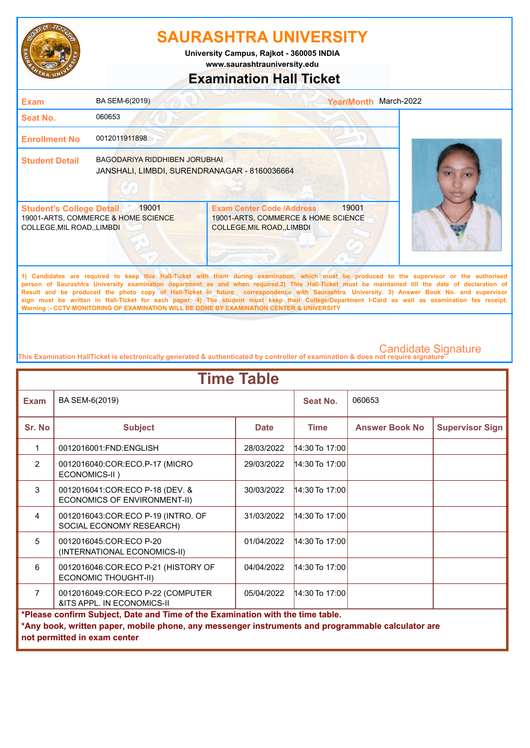# SAURASHTRA UNIVERSITY

University Campus, Rajkot - 360005 INDIA

www.saurashtrauniversity.edu

## Examination Hall Ticket

| | | | |
|---|---|---|---|
| **Exam** | BA SEM-6(2019) | **Year/Month** | March-2022 |
| **Seat No.** | 060653 | | |
| **Enrollment No** | 0012011911898 | | |
| **Student Detail** | BAGODARIYA RIDDHIBEN JORUBHAI<br>JANSHALI, LIMBDI, SURENDRANAGAR - 8160036664 | | |

| **Student's College Detail** 19001 | **Exam Center Code /Address** 19001 |
|---|---|
| 19001-ARTS, COMMERCE & HOME SCIENCE COLLEGE,MIL ROAD,,LIMBDI | 19001-ARTS, COMMERCE & HOME SCIENCE COLLEGE,MIL ROAD,,LIMBDI |

1) Candidates are required to keep this Hall-Ticket with them during examination, which must be produced to the supervisor or the authorised person of Saurashtra University examination department as and when required.2) This Hall-Ticket must be maintained till the date of declaration of Result and be produced the photo copy of Hall-Ticket in future correspondence with Saurashtra. University. 3) Answer Book No. and supervisor sign must be written in Hall-Ticket for each paper. 4) The student must keep their College/Department I-Card as well as examination fee receipt.
Warning :- CCTV MONITORING OF EXAMINATION WILL BE DONE BY EXAMINATION CENTER & UNIVERSITY

Candidate Signature

This Examination HallTicket is electronically generated & authenticated by controller of examination & does not require signature

## Time Table

| **Exam** | BA SEM-6(2019) | | **Seat No.** | 060653 | |
|---|---|---|---|---|---|
| **Sr. No** | **Subject** | **Date** | **Time** | **Answer Book No** | **Supervisor Sign** |
| 1 | 0012016001:FND:ENGLISH | 28/03/2022 | 14:30 To 17:00 | | |
| 2 | 0012016040:COR:ECO.P-17 (MICRO ECONOMICS-II ) | 29/03/2022 | 14:30 To 17:00 | | |
| 3 | 0012016041:COR:ECO P-18 (DEV. & ECONOMICS OF ENVIRONMENT-II) | 30/03/2022 | 14:30 To 17:00 | | |
| 4 | 0012016043:COR:ECO P-19 (INTRO. OF SOCIAL ECONOMY RESEARCH) | 31/03/2022 | 14:30 To 17:00 | | |
| 5 | 0012016045:COR:ECO P-20 (INTERNATIONAL ECONOMICS-II) | 01/04/2022 | 14:30 To 17:00 | | |
| 6 | 0012016046:COR:ECO P-21 (HISTORY OF ECONOMIC THOUGHT-II) | 04/04/2022 | 14:30 To 17:00 | | |
| 7 | 0012016049:COR:ECO P-22 (COMPUTER &ITS APPL. IN ECONOMICS-II | 05/04/2022 | 14:30 To 17:00 | | |

**\*Please confirm Subject, Date and Time of the Examination with the time table.**
**\*Any book, written paper, mobile phone, any messenger instruments and programmable calculator are not permitted in exam center**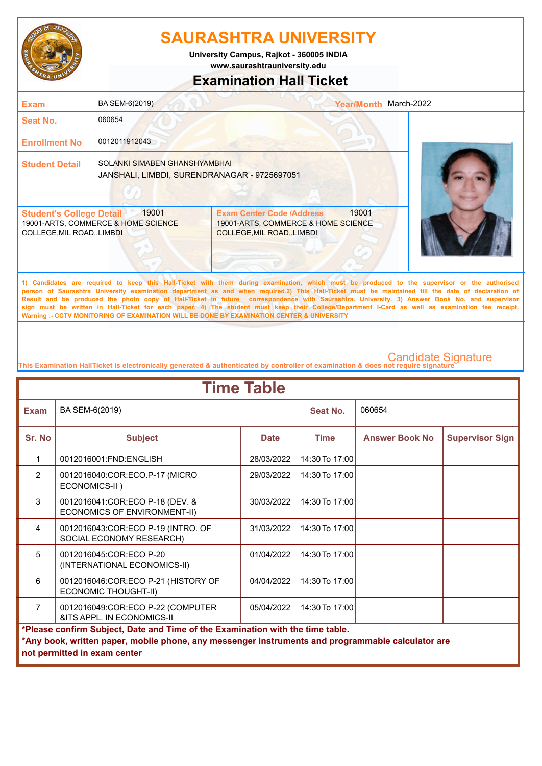# SAURASHTRA UNIVERSITY

**University Campus, Rajkot - 360005 INDIA**
**www.saurashtrauniversity.edu**

## Examination Hall Ticket

| | | | |
|---|---|---|---|
| **Exam** | BA SEM-6(2019) | **Year/Month** | March-2022 |
| **Seat No.** | 060654 | | |
| **Enrollment No** | 0012011912043 | | |
| **Student Detail** | SOLANKI SIMABEN GHANSHYAMBHAI<br>JANSHALI, LIMBDI, SURENDRANAGAR - 9725697051 | | |

| **Student's College Detail** 19001 | **Exam Center Code /Address** 19001 |
|---|---|
| 19001-ARTS, COMMERCE & HOME SCIENCE COLLEGE,MIL ROAD,,LIMBDI | 19001-ARTS, COMMERCE & HOME SCIENCE COLLEGE,MIL ROAD,,LIMBDI |

1) Candidates are required to keep this Hall-Ticket with them during examination, which must be produced to the supervisor or the authorised person of Saurashtra University examination department as and when required.2) This Hall-Ticket must be maintained till the date of declaration of Result and be produced the photo copy of Hall-Ticket in future correspondence with Saurashtra. University. 3) Answer Book No. and supervisor sign must be written in Hall-Ticket for each paper. 4) The student must keep their College/Department I-Card as well as examination fee receipt.
Warning :- CCTV MONITORING OF EXAMINATION WILL BE DONE BY EXAMINATION CENTER & UNIVERSITY

Candidate Signature

This Examination HallTicket is electronically generated & authenticated by controller of examination & does not require signature

## Time Table

**Exam:** BA SEM-6(2019) **Seat No.:** 060654

| Sr. No | Subject | Date | Time | Answer Book No | Supervisor Sign |
|---|---|---|---|---|---|
| 1 | 0012016001:FND:ENGLISH | 28/03/2022 | 14:30 To 17:00 | | |
| 2 | 0012016040:COR:ECO.P-17 (MICRO ECONOMICS-II ) | 29/03/2022 | 14:30 To 17:00 | | |
| 3 | 0012016041:COR:ECO P-18 (DEV. & ECONOMICS OF ENVIRONMENT-II) | 30/03/2022 | 14:30 To 17:00 | | |
| 4 | 0012016043:COR:ECO P-19 (INTRO. OF SOCIAL ECONOMY RESEARCH) | 31/03/2022 | 14:30 To 17:00 | | |
| 5 | 0012016045:COR:ECO P-20 (INTERNATIONAL ECONOMICS-II) | 01/04/2022 | 14:30 To 17:00 | | |
| 6 | 0012016046:COR:ECO P-21 (HISTORY OF ECONOMIC THOUGHT-II) | 04/04/2022 | 14:30 To 17:00 | | |
| 7 | 0012016049:COR:ECO P-22 (COMPUTER &ITS APPL. IN ECONOMICS-II | 05/04/2022 | 14:30 To 17:00 | | |

**\*Please confirm Subject, Date and Time of the Examination with the time table.**
**\*Any book, written paper, mobile phone, any messenger instruments and programmable calculator are not permitted in exam center**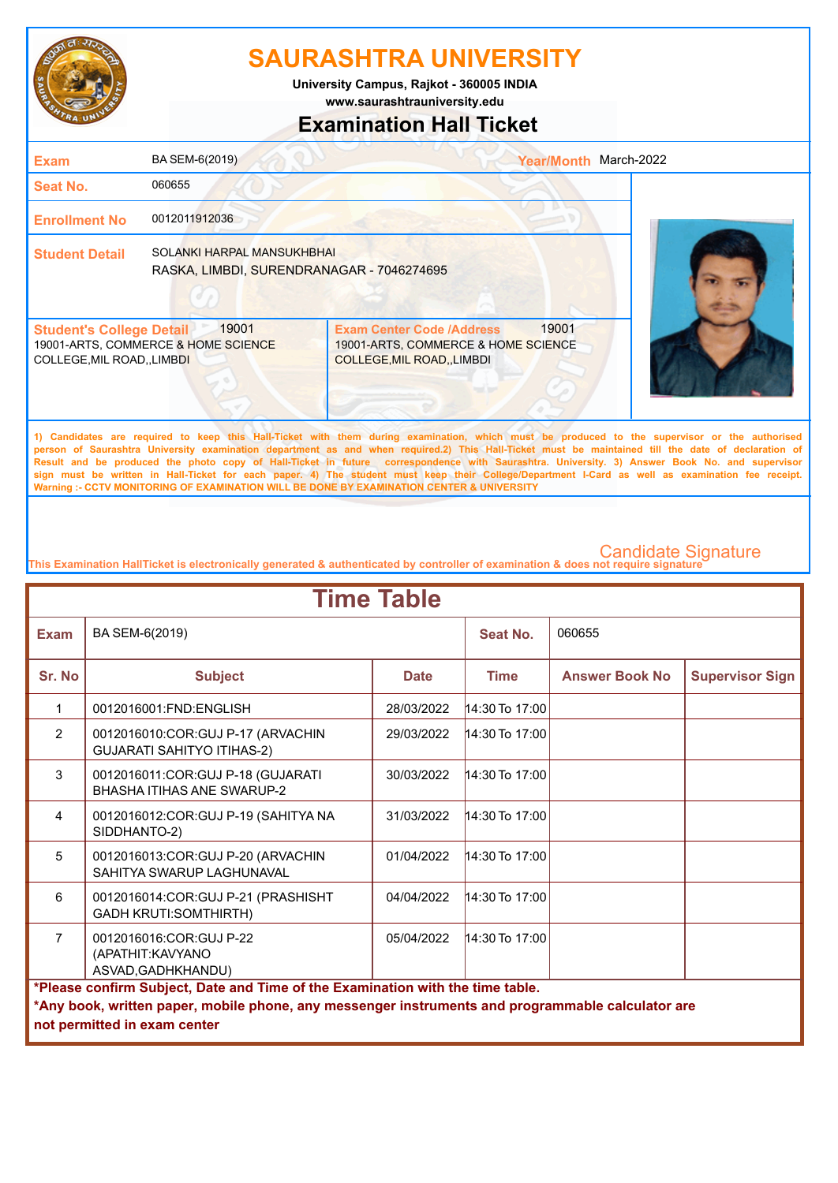# SAURASHTRA UNIVERSITY

**University Campus, Rajkot - 360005 INDIA**
**www.saurashtrauniversity.edu**

## Examination Hall Ticket

| | | | |
|---|---|---|---|
| **Exam** | BA SEM-6(2019) | **Year/Month** | March-2022 |
| **Seat No.** | 060655 | | |
| **Enrollment No** | 0012011912036 | | |
| **Student Detail** | SOLANKI HARPAL MANSUKHBHAI<br>RASKA, LIMBDI, SURENDRANAGAR - 7046274695 | | |

| **Student's College Detail** 19001 | **Exam Center Code /Address** 19001 |
|---|---|
| 19001-ARTS, COMMERCE & HOME SCIENCE COLLEGE,MIL ROAD,,LIMBDI | 19001-ARTS, COMMERCE & HOME SCIENCE COLLEGE,MIL ROAD,,LIMBDI |

1) Candidates are required to keep this Hall-Ticket with them during examination, which must be produced to the supervisor or the authorised person of Saurashtra University examination department as and when required.2) This Hall-Ticket must be maintained till the date of declaration of Result and be produced the photo copy of Hall-Ticket in future correspondence with Saurashtra. University. 3) Answer Book No. and supervisor sign must be written in Hall-Ticket for each paper. 4) The student must keep their College/Department I-Card as well as examination fee receipt.
Warning :- CCTV MONITORING OF EXAMINATION WILL BE DONE BY EXAMINATION CENTER & UNIVERSITY

Candidate Signature

This Examination HallTicket is electronically generated & authenticated by controller of examination & does not require signature

## Time Table

**Exam:** BA SEM-6(2019) **Seat No.:** 060655

| Sr. No | Subject | Date | Time | Answer Book No | Supervisor Sign |
|---|---|---|---|---|---|
| 1 | 0012016001:FND:ENGLISH | 28/03/2022 | 14:30 To 17:00 | | |
| 2 | 0012016010:COR:GUJ P-17 (ARVACHIN GUJARATI SAHITYO ITIHAS-2) | 29/03/2022 | 14:30 To 17:00 | | |
| 3 | 0012016011:COR:GUJ P-18 (GUJARATI BHASHA ITIHAS ANE SWARUP-2 | 30/03/2022 | 14:30 To 17:00 | | |
| 4 | 0012016012:COR:GUJ P-19 (SAHITYA NA SIDDHANTO-2) | 31/03/2022 | 14:30 To 17:00 | | |
| 5 | 0012016013:COR:GUJ P-20 (ARVACHIN SAHITYA SWARUP LAGHUNAVAL | 01/04/2022 | 14:30 To 17:00 | | |
| 6 | 0012016014:COR:GUJ P-21 (PRASHISHT GADH KRUTI:SOMTHIRTH) | 04/04/2022 | 14:30 To 17:00 | | |
| 7 | 0012016016:COR:GUJ P-22 (APATHIT:KAVYANO ASVAD,GADHKHANDU) | 05/04/2022 | 14:30 To 17:00 | | |

**\*Please confirm Subject, Date and Time of the Examination with the time table.**
**\*Any book, written paper, mobile phone, any messenger instruments and programmable calculator are not permitted in exam center**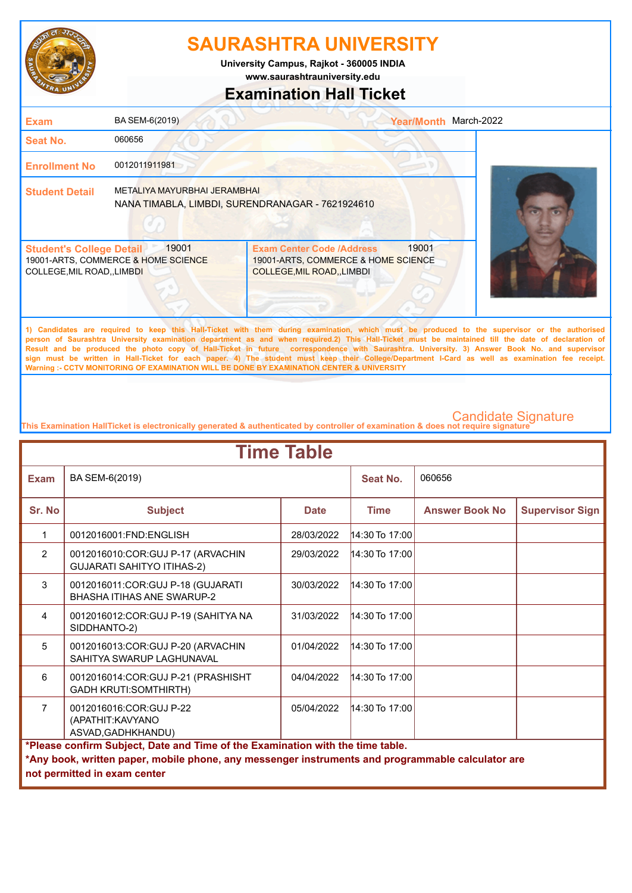# SAURASHTRA UNIVERSITY

University Campus, Rajkot - 360005 INDIA

www.saurashtrauniversity.edu

## Examination Hall Ticket

| | | | |
|---|---|---|---|
| **Exam** | BA SEM-6(2019) | **Year/Month** | March-2022 |
| **Seat No.** | 060656 | | |
| **Enrollment No** | 0012011911981 | | |
| **Student Detail** | METALIYA MAYURBHAI JERAMBHAI<br>NANA TIMABLA, LIMBDI, SURENDRANAGAR - 7621924610 | | |

| **Student's College Detail** 19001 | **Exam Center Code /Address** 19001 |
|---|---|
| 19001-ARTS, COMMERCE & HOME SCIENCE COLLEGE,MIL ROAD,,LIMBDI | 19001-ARTS, COMMERCE & HOME SCIENCE COLLEGE,MIL ROAD,,LIMBDI |

1) Candidates are required to keep this Hall-Ticket with them during examination, which must be produced to the supervisor or the authorised person of Saurashtra University examination department as and when required.2) This Hall-Ticket must be maintained till the date of declaration of Result and be produced the photo copy of Hall-Ticket in future correspondence with Saurashtra. University. 3) Answer Book No. and supervisor sign must be written in Hall-Ticket for each paper. 4) The student must keep their College/Department I-Card as well as examination fee receipt.
Warning :- CCTV MONITORING OF EXAMINATION WILL BE DONE BY EXAMINATION CENTER & UNIVERSITY

Candidate Signature

This Examination HallTicket is electronically generated & authenticated by controller of examination & does not require signature

## Time Table

**Exam:** BA SEM-6(2019) **Seat No.:** 060656

| Sr. No | Subject | Date | Time | Answer Book No | Supervisor Sign |
|---|---|---|---|---|---|
| 1 | 0012016001:FND:ENGLISH | 28/03/2022 | 14:30 To 17:00 | | |
| 2 | 0012016010:COR:GUJ P-17 (ARVACHIN GUJARATI SAHITYO ITIHAS-2) | 29/03/2022 | 14:30 To 17:00 | | |
| 3 | 0012016011:COR:GUJ P-18 (GUJARATI BHASHA ITIHAS ANE SWARUP-2 | 30/03/2022 | 14:30 To 17:00 | | |
| 4 | 0012016012:COR:GUJ P-19 (SAHITYA NA SIDDHANTO-2) | 31/03/2022 | 14:30 To 17:00 | | |
| 5 | 0012016013:COR:GUJ P-20 (ARVACHIN SAHITYA SWARUP LAGHUNAVAL | 01/04/2022 | 14:30 To 17:00 | | |
| 6 | 0012016014:COR:GUJ P-21 (PRASHISHT GADH KRUTI:SOMTHIRTH) | 04/04/2022 | 14:30 To 17:00 | | |
| 7 | 0012016016:COR:GUJ P-22 (APATHIT:KAVYANO ASVAD,GADHKHANDU) | 05/04/2022 | 14:30 To 17:00 | | |

**\*Please confirm Subject, Date and Time of the Examination with the time table.**

**\*Any book, written paper, mobile phone, any messenger instruments and programmable calculator are not permitted in exam center**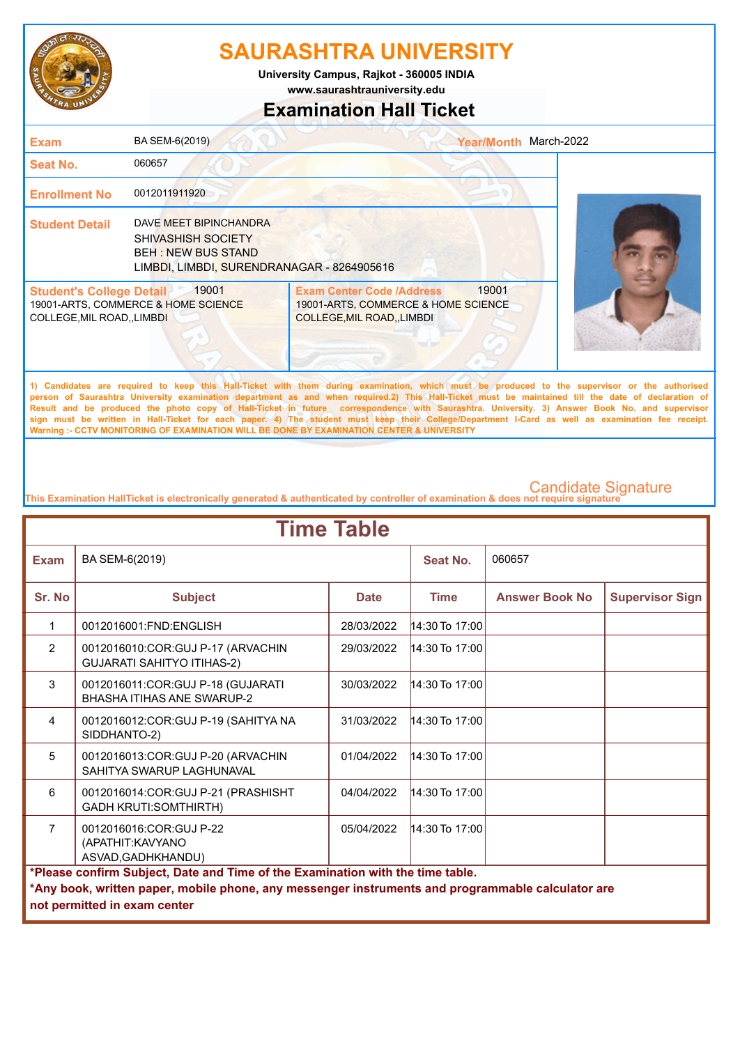# SAURASHTRA UNIVERSITY

University Campus, Rajkot - 360005 INDIA
www.saurashtrauniversity.edu

## Examination Hall Ticket

| | | | |
|---|---|---|---|
| **Exam** | BA SEM-6(2019) | **Year/Month** | March-2022 |
| **Seat No.** | 060657 | | |
| **Enrollment No** | 0012011911920 | | |
| **Student Detail** | DAVE MEET BIPINCHANDRA<br>SHIVASHISH SOCIETY<br>BEH : NEW BUS STAND<br>LIMBDI, LIMBDI, SURENDRANAGAR - 8264905616 | | |

| **Student's College Detail** 19001 | **Exam Center Code /Address** 19001 |
|---|---|
| 19001-ARTS, COMMERCE & HOME SCIENCE COLLEGE,MIL ROAD,,LIMBDI | 19001-ARTS, COMMERCE & HOME SCIENCE COLLEGE,MIL ROAD,,LIMBDI |

1) Candidates are required to keep this Hall-Ticket with them during examination, which must be produced to the supervisor or the authorised person of Saurashtra University examination department as and when required.2) This Hall-Ticket must be maintained till the date of declaration of Result and be produced the photo copy of Hall-Ticket in future correspondence with Saurashtra. University. 3) Answer Book No. and supervisor sign must be written in Hall-Ticket for each paper. 4) The student must keep their College/Department I-Card as well as examination fee receipt.
Warning :- CCTV MONITORING OF EXAMINATION WILL BE DONE BY EXAMINATION CENTER & UNIVERSITY

Candidate Signature

This Examination HallTicket is electronically generated & authenticated by controller of examination & does not require signature

## Time Table

| **Exam** | BA SEM-6(2019) | | **Seat No.** | 060657 | |
|---|---|---|---|---|---|
| **Sr. No** | **Subject** | **Date** | **Time** | **Answer Book No** | **Supervisor Sign** |
| 1 | 0012016001:FND:ENGLISH | 28/03/2022 | 14:30 To 17:00 | | |
| 2 | 0012016010:COR:GUJ P-17 (ARVACHIN GUJARATI SAHITYO ITIHAS-2) | 29/03/2022 | 14:30 To 17:00 | | |
| 3 | 0012016011:COR:GUJ P-18 (GUJARATI BHASHA ITIHAS ANE SWARUP-2 | 30/03/2022 | 14:30 To 17:00 | | |
| 4 | 0012016012:COR:GUJ P-19 (SAHITYA NA SIDDHANTO-2) | 31/03/2022 | 14:30 To 17:00 | | |
| 5 | 0012016013:COR:GUJ P-20 (ARVACHIN SAHITYA SWARUP LAGHUNAVAL | 01/04/2022 | 14:30 To 17:00 | | |
| 6 | 0012016014:COR:GUJ P-21 (PRASHISHT GADH KRUTI:SOMTHIRTH) | 04/04/2022 | 14:30 To 17:00 | | |
| 7 | 0012016016:COR:GUJ P-22 (APATHIT:KAVYANO ASVAD,GADHKHANDU) | 05/04/2022 | 14:30 To 17:00 | | |

**\*Please confirm Subject, Date and Time of the Examination with the time table.**
**\*Any book, written paper, mobile phone, any messenger instruments and programmable calculator are not permitted in exam center**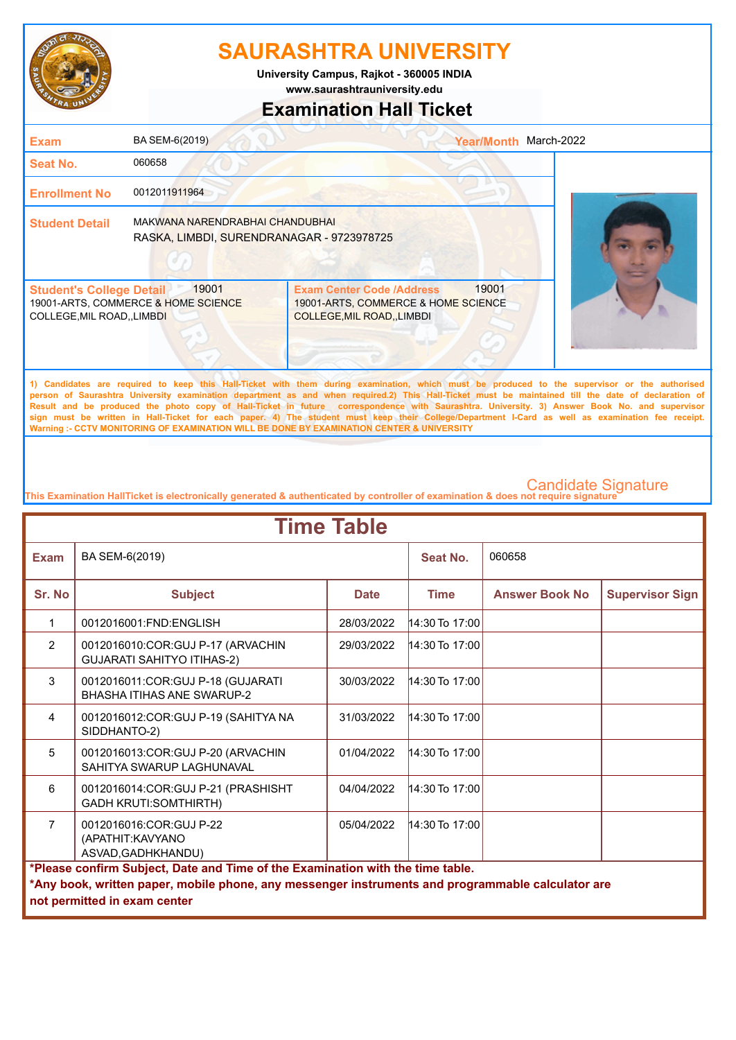# SAURASHTRA UNIVERSITY

University Campus, Rajkot - 360005 INDIA

www.saurashtrauniversity.edu

## Examination Hall Ticket

| | | | |
|---|---|---|---|
| **Exam** | BA SEM-6(2019) | **Year/Month** | March-2022 |
| **Seat No.** | 060658 | | |
| **Enrollment No** | 0012011911964 | | |
| **Student Detail** | MAKWANA NARENDRABHAI CHANDUBHAI<br>RASKA, LIMBDI, SURENDRANAGAR - 9723978725 | | |

| **Student's College Detail** 19001 | **Exam Center Code /Address** 19001 |
|---|---|
| 19001-ARTS, COMMERCE & HOME SCIENCE COLLEGE,MIL ROAD,,LIMBDI | 19001-ARTS, COMMERCE & HOME SCIENCE COLLEGE,MIL ROAD,,LIMBDI |

1) Candidates are required to keep this Hall-Ticket with them during examination, which must be produced to the supervisor or the authorised person of Saurashtra University examination department as and when required.2) This Hall-Ticket must be maintained till the date of declaration of Result and be produced the photo copy of Hall-Ticket in future correspondence with Saurashtra. University. 3) Answer Book No. and supervisor sign must be written in Hall-Ticket for each paper. 4) The student must keep their College/Department I-Card as well as examination fee receipt.
Warning :- CCTV MONITORING OF EXAMINATION WILL BE DONE BY EXAMINATION CENTER & UNIVERSITY

Candidate Signature

This Examination HallTicket is electronically generated & authenticated by controller of examination & does not require signature

## Time Table

**Exam:** BA SEM-6(2019) **Seat No.:** 060658

| Sr. No | Subject | Date | Time | Answer Book No | Supervisor Sign |
|---|---|---|---|---|---|
| 1 | 0012016001:FND:ENGLISH | 28/03/2022 | 14:30 To 17:00 | | |
| 2 | 0012016010:COR:GUJ P-17 (ARVACHIN GUJARATI SAHITYO ITIHAS-2) | 29/03/2022 | 14:30 To 17:00 | | |
| 3 | 0012016011:COR:GUJ P-18 (GUJARATI BHASHA ITIHAS ANE SWARUP-2 | 30/03/2022 | 14:30 To 17:00 | | |
| 4 | 0012016012:COR:GUJ P-19 (SAHITYA NA SIDDHANTO-2) | 31/03/2022 | 14:30 To 17:00 | | |
| 5 | 0012016013:COR:GUJ P-20 (ARVACHIN SAHITYA SWARUP LAGHUNAVAL | 01/04/2022 | 14:30 To 17:00 | | |
| 6 | 0012016014:COR:GUJ P-21 (PRASHISHT GADH KRUTI:SOMTHIRTH) | 04/04/2022 | 14:30 To 17:00 | | |
| 7 | 0012016016:COR:GUJ P-22 (APATHIT:KAVYANO ASVAD,GADHKHANDU) | 05/04/2022 | 14:30 To 17:00 | | |

**\*Please confirm Subject, Date and Time of the Examination with the time table.**

**\*Any book, written paper, mobile phone, any messenger instruments and programmable calculator are not permitted in exam center**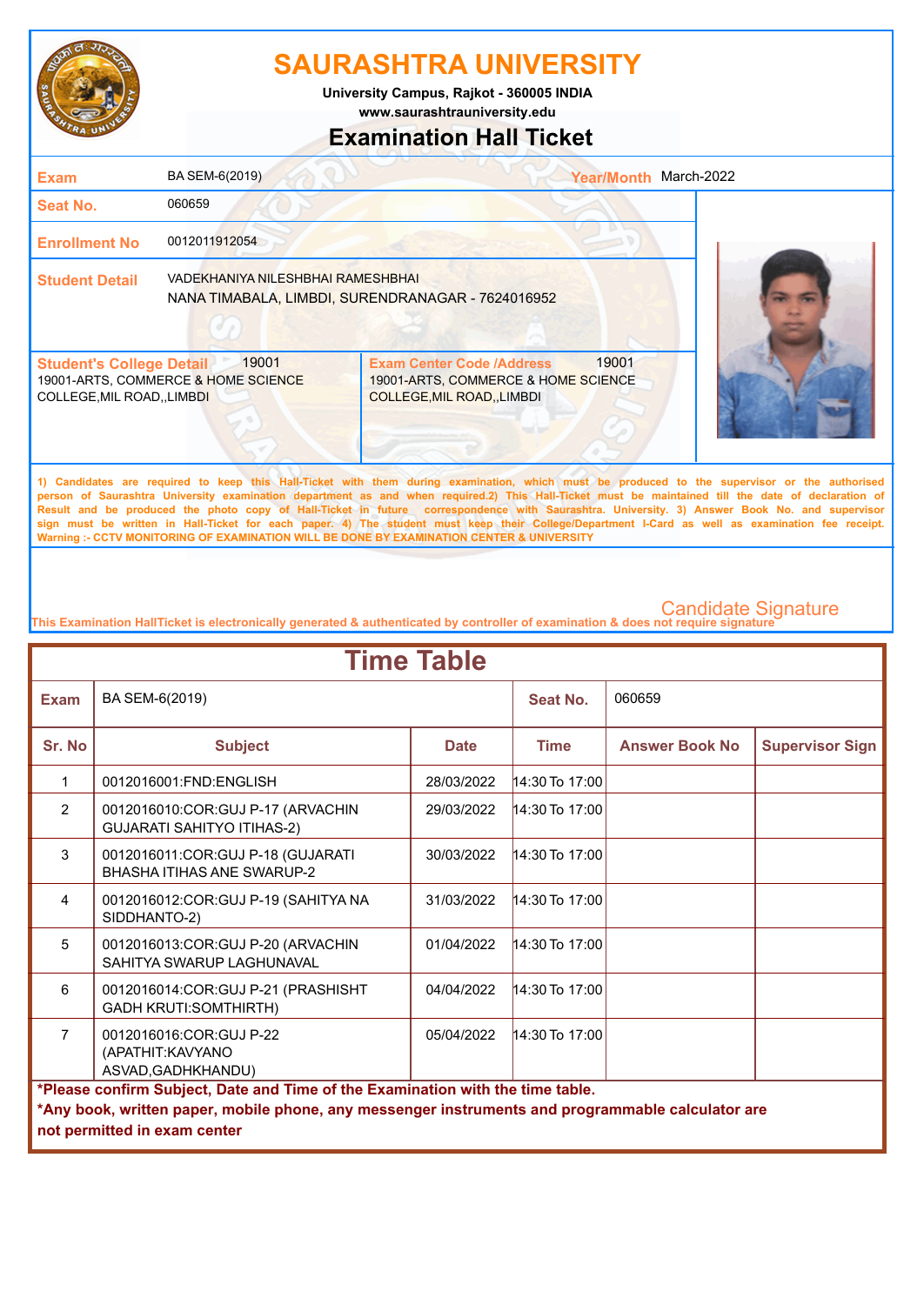# SAURASHTRA UNIVERSITY

**University Campus, Rajkot - 360005 INDIA**

**www.saurashtrauniversity.edu**

## Examination Hall Ticket

| | | | |
|---|---|---|---|
| **Exam** | BA SEM-6(2019) | **Year/Month** | March-2022 |
| **Seat No.** | 060659 | | |
| **Enrollment No** | 0012011912054 | | |
| **Student Detail** | VADEKHANIYA NILESHBHAI RAMESHBHAI<br>NANA TIMABALA, LIMBDI, SURENDRANAGAR - 7624016952 | | |

| **Student's College Detail** 19001 | **Exam Center Code /Address** 19001 |
|---|---|
| 19001-ARTS, COMMERCE & HOME SCIENCE COLLEGE,MIL ROAD,,LIMBDI | 19001-ARTS, COMMERCE & HOME SCIENCE COLLEGE,MIL ROAD,,LIMBDI |

1) Candidates are required to keep this Hall-Ticket with them during examination, which must be produced to the supervisor or the authorised person of Saurashtra University examination department as and when required.2) This Hall-Ticket must be maintained till the date of declaration of Result and be produced the photo copy of Hall-Ticket in future correspondence with Saurashtra. University. 3) Answer Book No. and supervisor sign must be written in Hall-Ticket for each paper. 4) The student must keep their College/Department I-Card as well as examination fee receipt. Warning :- CCTV MONITORING OF EXAMINATION WILL BE DONE BY EXAMINATION CENTER & UNIVERSITY

Candidate Signature

This Examination HallTicket is electronically generated & authenticated by controller of examination & does not require signature

## Time Table

| **Exam** | BA SEM-6(2019) | | **Seat No.** | 060659 | |
|---|---|---|---|---|---|
| **Sr. No** | **Subject** | **Date** | **Time** | **Answer Book No** | **Supervisor Sign** |
| 1 | 0012016001:FND:ENGLISH | 28/03/2022 | 14:30 To 17:00 | | |
| 2 | 0012016010:COR:GUJ P-17 (ARVACHIN GUJARATI SAHITYO ITIHAS-2) | 29/03/2022 | 14:30 To 17:00 | | |
| 3 | 0012016011:COR:GUJ P-18 (GUJARATI BHASHA ITIHAS ANE SWARUP-2 | 30/03/2022 | 14:30 To 17:00 | | |
| 4 | 0012016012:COR:GUJ P-19 (SAHITYA NA SIDDHANTO-2) | 31/03/2022 | 14:30 To 17:00 | | |
| 5 | 0012016013:COR:GUJ P-20 (ARVACHIN SAHITYA SWARUP LAGHUNAVAL | 01/04/2022 | 14:30 To 17:00 | | |
| 6 | 0012016014:COR:GUJ P-21 (PRASHISHT GADH KRUTI:SOMTHIRTH) | 04/04/2022 | 14:30 To 17:00 | | |
| 7 | 0012016016:COR:GUJ P-22 (APATHIT:KAVYANO ASVAD,GADHKHANDU) | 05/04/2022 | 14:30 To 17:00 | | |

**\*Please confirm Subject, Date and Time of the Examination with the time table.**

**\*Any book, written paper, mobile phone, any messenger instruments and programmable calculator are not permitted in exam center**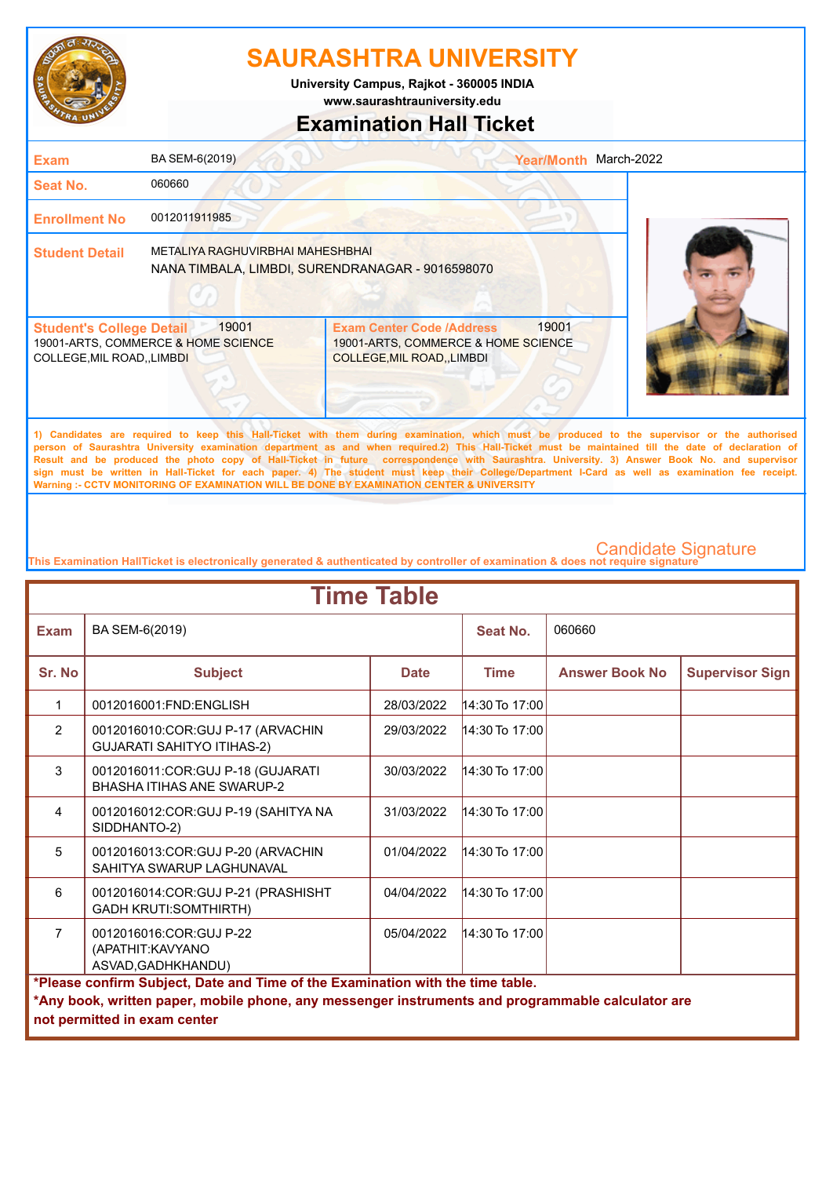# SAURASHTRA UNIVERSITY

University Campus, Rajkot - 360005 INDIA
www.saurashtrauniversity.edu

## Examination Hall Ticket

| | | | |
|---|---|---|---|
| **Exam** | BA SEM-6(2019) | **Year/Month** | March-2022 |
| **Seat No.** | 060660 | | |
| **Enrollment No** | 0012011911985 | | |
| **Student Detail** | METALIYA RAGHUVIRBHAI MAHESHBHAI<br>NANA TIMBALA, LIMBDI, SURENDRANAGAR - 9016598070 | | |

| **Student's College Detail** 19001 | **Exam Center Code /Address** 19001 |
|---|---|
| 19001-ARTS, COMMERCE & HOME SCIENCE COLLEGE,MIL ROAD,,LIMBDI | 19001-ARTS, COMMERCE & HOME SCIENCE COLLEGE,MIL ROAD,,LIMBDI |

1) Candidates are required to keep this Hall-Ticket with them during examination, which must be produced to the supervisor or the authorised person of Saurashtra University examination department as and when required.2) This Hall-Ticket must be maintained till the date of declaration of Result and be produced the photo copy of Hall-Ticket in future correspondence with Saurashtra. University. 3) Answer Book No. and supervisor sign must be written in Hall-Ticket for each paper. 4) The student must keep their College/Department I-Card as well as examination fee receipt. Warning :- CCTV MONITORING OF EXAMINATION WILL BE DONE BY EXAMINATION CENTER & UNIVERSITY

Candidate Signature

This Examination HallTicket is electronically generated & authenticated by controller of examination & does not require signature

## Time Table

| **Exam** | BA SEM-6(2019) | | **Seat No.** | 060660 | |
|---|---|---|---|---|---|
| **Sr. No** | **Subject** | **Date** | **Time** | **Answer Book No** | **Supervisor Sign** |
| 1 | 0012016001:FND:ENGLISH | 28/03/2022 | 14:30 To 17:00 | | |
| 2 | 0012016010:COR:GUJ P-17 (ARVACHIN GUJARATI SAHITYO ITIHAS-2) | 29/03/2022 | 14:30 To 17:00 | | |
| 3 | 0012016011:COR:GUJ P-18 (GUJARATI BHASHA ITIHAS ANE SWARUP-2 | 30/03/2022 | 14:30 To 17:00 | | |
| 4 | 0012016012:COR:GUJ P-19 (SAHITYA NA SIDDHANTO-2) | 31/03/2022 | 14:30 To 17:00 | | |
| 5 | 0012016013:COR:GUJ P-20 (ARVACHIN SAHITYA SWARUP LAGHUNAVAL | 01/04/2022 | 14:30 To 17:00 | | |
| 6 | 0012016014:COR:GUJ P-21 (PRASHISHT GADH KRUTI:SOMTHIRTH) | 04/04/2022 | 14:30 To 17:00 | | |
| 7 | 0012016016:COR:GUJ P-22 (APATHIT:KAVYANO ASVAD,GADHKHANDU) | 05/04/2022 | 14:30 To 17:00 | | |

**\*Please confirm Subject, Date and Time of the Examination with the time table.**

**\*Any book, written paper, mobile phone, any messenger instruments and programmable calculator are not permitted in exam center**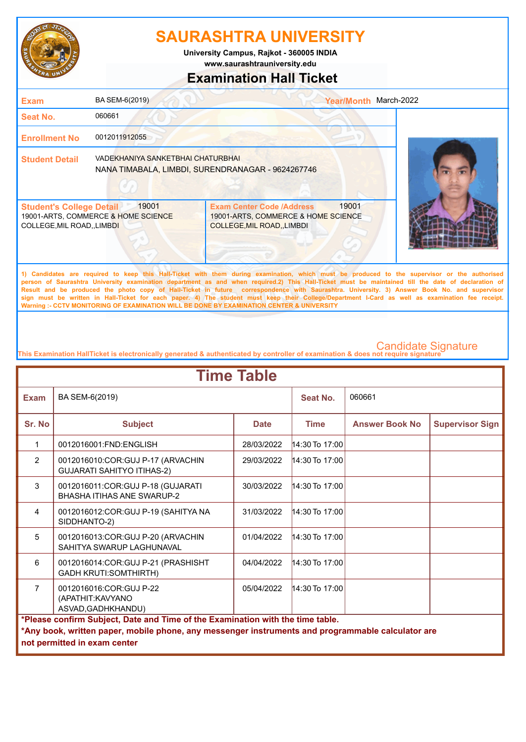# SAURASHTRA UNIVERSITY

**University Campus, Rajkot - 360005 INDIA**
**www.saurashtrauniversity.edu**

## Examination Hall Ticket

| | | | |
|---|---|---|---|
| **Exam** | BA SEM-6(2019) | **Year/Month** | March-2022 |
| **Seat No.** | 060661 | | |
| **Enrollment No** | 0012011912055 | | |
| **Student Detail** | VADEKHANIYA SANKETBHAI CHATURBHAI<br>NANA TIMABALA, LIMBDI, SURENDRANAGAR - 9624267746 | | |

| | |
|---|---|
| **Student's College Detail** 19001<br>19001-ARTS, COMMERCE & HOME SCIENCE COLLEGE,MIL ROAD,,LIMBDI | **Exam Center Code /Address** 19001<br>19001-ARTS, COMMERCE & HOME SCIENCE COLLEGE,MIL ROAD,,LIMBDI |

**1) Candidates are required to keep this Hall-Ticket with them during examination, which must be produced to the supervisor or the authorised person of Saurashtra University examination department as and when required.2) This Hall-Ticket must be maintained till the date of declaration of Result and be produced the photo copy of Hall-Ticket in future correspondence with Saurashtra. University. 3) Answer Book No. and supervisor sign must be written in Hall-Ticket for each paper. 4) The student must keep their College/Department I-Card as well as examination fee receipt. Warning :- CCTV MONITORING OF EXAMINATION WILL BE DONE BY EXAMINATION CENTER & UNIVERSITY**

Candidate Signature

This Examination HallTicket is electronically generated & authenticated by controller of examination & does not require signature

## Time Table

| **Exam** | BA SEM-6(2019) | | **Seat No.** | 060661 | |
|---|---|---|---|---|---|
| **Sr. No** | **Subject** | **Date** | **Time** | **Answer Book No** | **Supervisor Sign** |
| 1 | 0012016001:FND:ENGLISH | 28/03/2022 | 14:30 To 17:00 | | |
| 2 | 0012016010:COR:GUJ P-17 (ARVACHIN GUJARATI SAHITYO ITIHAS-2) | 29/03/2022 | 14:30 To 17:00 | | |
| 3 | 0012016011:COR:GUJ P-18 (GUJARATI BHASHA ITIHAS ANE SWARUP-2 | 30/03/2022 | 14:30 To 17:00 | | |
| 4 | 0012016012:COR:GUJ P-19 (SAHITYA NA SIDDHANTO-2) | 31/03/2022 | 14:30 To 17:00 | | |
| 5 | 0012016013:COR:GUJ P-20 (ARVACHIN SAHITYA SWARUP LAGHUNAVAL | 01/04/2022 | 14:30 To 17:00 | | |
| 6 | 0012016014:COR:GUJ P-21 (PRASHISHT GADH KRUTI:SOMTHIRTH) | 04/04/2022 | 14:30 To 17:00 | | |
| 7 | 0012016016:COR:GUJ P-22 (APATHIT:KAVYANO ASVAD,GADHKHANDU) | 05/04/2022 | 14:30 To 17:00 | | |

**\*Please confirm Subject, Date and Time of the Examination with the time table.**
**\*Any book, written paper, mobile phone, any messenger instruments and programmable calculator are not permitted in exam center**